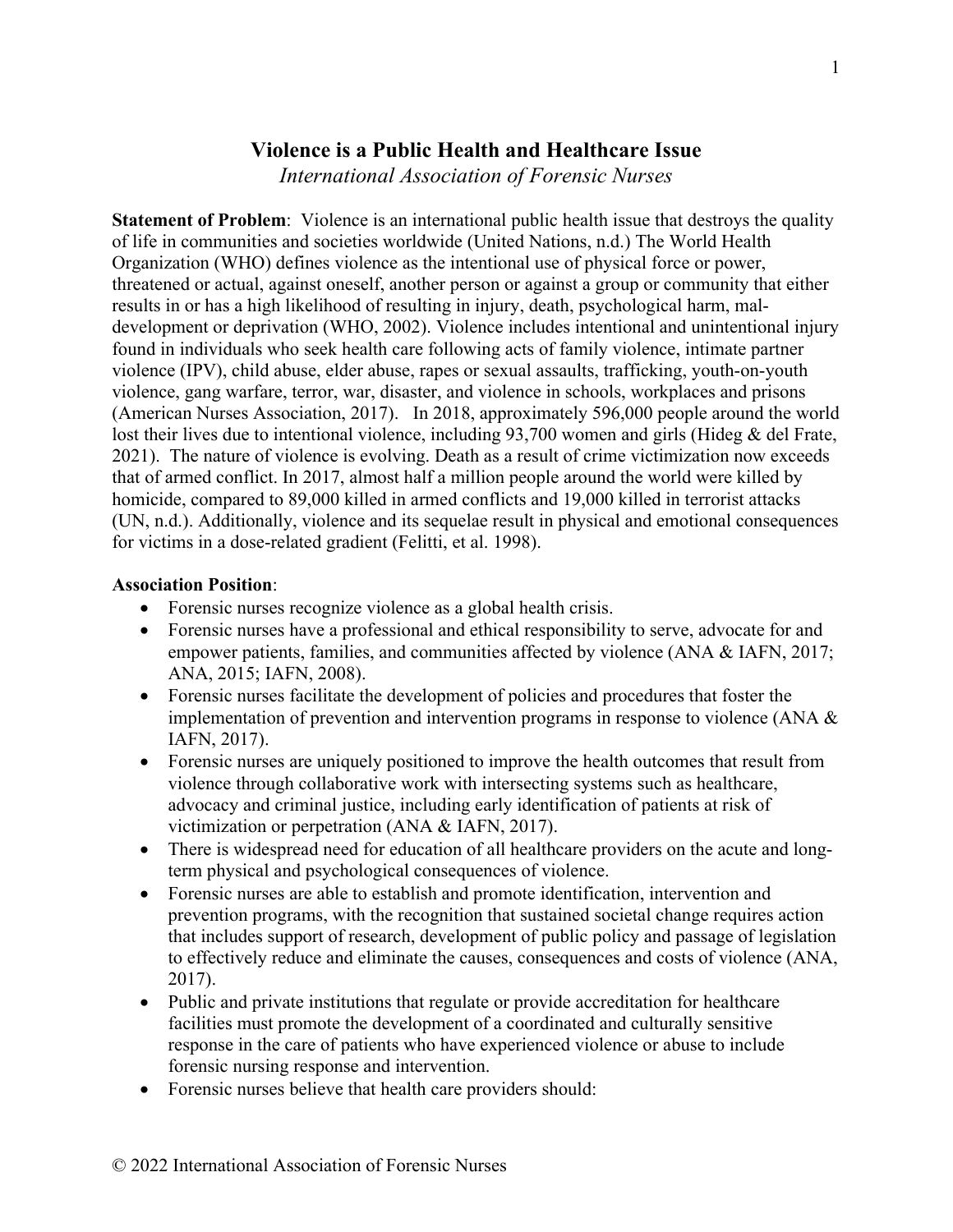# Violence is a Public Health and Healthcare Issue

*International Association of Forensic Nurses*

**Statement of Problem**: Violence is an international public health issue that destroys the quality of life in communities and societies worldwide (United Nations, n.d.) The World Health Organization (WHO) defines violence as the intentional use of physical force or power, threatened or actual, against oneself, another person or against a group or community that either results in or has a high likelihood of resulting in injury, death, psychological harm, mal-development or deprivation (WHO, 2002). Violence includes intentional and unintentional injury found in individuals who seek health care following acts of family violence, intimate partner violence (IPV), child abuse, elder abuse, rapes or sexual assaults, trafficking, youth-on-youth violence, gang warfare, terror, war, disaster, and violence in schools, workplaces and prisons (American Nurses Association, 2017). In 2018, approximately 596,000 people around the world lost their lives due to intentional violence, including 93,700 women and girls (Hideg & del Frate, 2021). The nature of violence is evolving. Death as a result of crime victimization now exceeds that of armed conflict. In 2017, almost half a million people around the world were killed by homicide, compared to 89,000 killed in armed conflicts and 19,000 killed in terrorist attacks (UN, n.d.). Additionally, violence and its sequelae result in physical and emotional consequences for victims in a dose-related gradient (Felitti, et al. 1998).

**Association Position**:

- Forensic nurses recognize violence as a global health crisis.
- Forensic nurses have a professional and ethical responsibility to serve, advocate for and empower patients, families, and communities affected by violence (ANA & IAFN, 2017; ANA, 2015; IAFN, 2008).
- Forensic nurses facilitate the development of policies and procedures that foster the implementation of prevention and intervention programs in response to violence (ANA & IAFN, 2017).
- Forensic nurses are uniquely positioned to improve the health outcomes that result from violence through collaborative work with intersecting systems such as healthcare, advocacy and criminal justice, including early identification of patients at risk of victimization or perpetration (ANA & IAFN, 2017).
- There is widespread need for education of all healthcare providers on the acute and long-term physical and psychological consequences of violence.
- Forensic nurses are able to establish and promote identification, intervention and prevention programs, with the recognition that sustained societal change requires action that includes support of research, development of public policy and passage of legislation to effectively reduce and eliminate the causes, consequences and costs of violence (ANA, 2017).
- Public and private institutions that regulate or provide accreditation for healthcare facilities must promote the development of a coordinated and culturally sensitive response in the care of patients who have experienced violence or abuse to include forensic nursing response and intervention.
- Forensic nurses believe that health care providers should: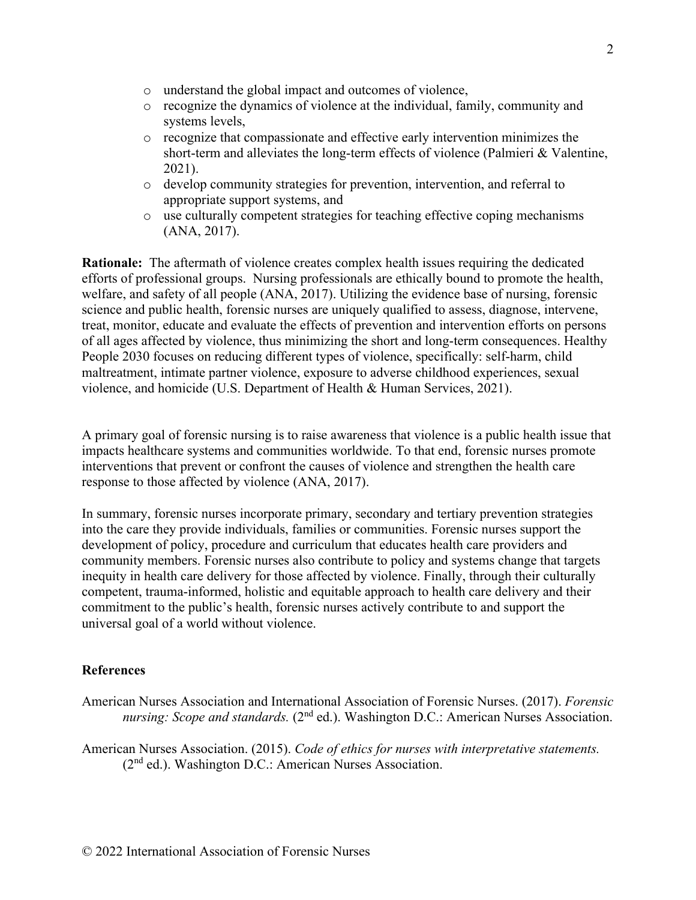- understand the global impact and outcomes of violence,
- recognize the dynamics of violence at the individual, family, community and systems levels,
- recognize that compassionate and effective early intervention minimizes the short-term and alleviates the long-term effects of violence (Palmieri & Valentine, 2021).
- develop community strategies for prevention, intervention, and referral to appropriate support systems, and
- use culturally competent strategies for teaching effective coping mechanisms (ANA, 2017).

**Rationale:** The aftermath of violence creates complex health issues requiring the dedicated efforts of professional groups. Nursing professionals are ethically bound to promote the health, welfare, and safety of all people (ANA, 2017). Utilizing the evidence base of nursing, forensic science and public health, forensic nurses are uniquely qualified to assess, diagnose, intervene, treat, monitor, educate and evaluate the effects of prevention and intervention efforts on persons of all ages affected by violence, thus minimizing the short and long-term consequences. Healthy People 2030 focuses on reducing different types of violence, specifically: self-harm, child maltreatment, intimate partner violence, exposure to adverse childhood experiences, sexual violence, and homicide (U.S. Department of Health & Human Services, 2021).

A primary goal of forensic nursing is to raise awareness that violence is a public health issue that impacts healthcare systems and communities worldwide. To that end, forensic nurses promote interventions that prevent or confront the causes of violence and strengthen the health care response to those affected by violence (ANA, 2017).

In summary, forensic nurses incorporate primary, secondary and tertiary prevention strategies into the care they provide individuals, families or communities. Forensic nurses support the development of policy, procedure and curriculum that educates health care providers and community members. Forensic nurses also contribute to policy and systems change that targets inequity in health care delivery for those affected by violence. Finally, through their culturally competent, trauma-informed, holistic and equitable approach to health care delivery and their commitment to the public's health, forensic nurses actively contribute to and support the universal goal of a world without violence.

## References

American Nurses Association and International Association of Forensic Nurses. (2017). *Forensic nursing: Scope and standards.* (2nd ed.). Washington D.C.: American Nurses Association.

American Nurses Association. (2015). *Code of ethics for nurses with interpretative statements.* (2nd ed.). Washington D.C.: American Nurses Association.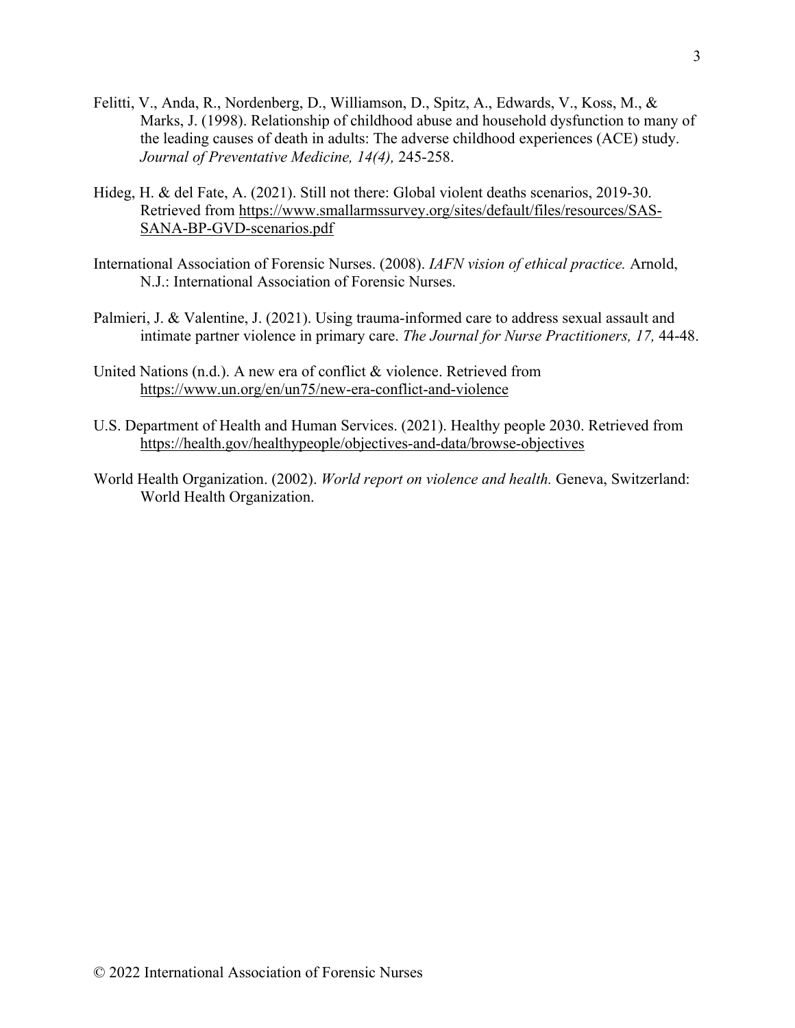Felitti, V., Anda, R., Nordenberg, D., Williamson, D., Spitz, A., Edwards, V., Koss, M., & Marks, J. (1998). Relationship of childhood abuse and household dysfunction to many of the leading causes of death in adults: The adverse childhood experiences (ACE) study. *Journal of Preventative Medicine, 14(4),* 245-258.

Hideg, H. & del Fate, A. (2021). Still not there: Global violent deaths scenarios, 2019-30. Retrieved from https://www.smallarmssurvey.org/sites/default/files/resources/SAS-SANA-BP-GVD-scenarios.pdf

International Association of Forensic Nurses. (2008). *IAFN vision of ethical practice.* Arnold, N.J.: International Association of Forensic Nurses.

Palmieri, J. & Valentine, J. (2021). Using trauma-informed care to address sexual assault and intimate partner violence in primary care. *The Journal for Nurse Practitioners, 17,* 44-48.

United Nations (n.d.). A new era of conflict & violence. Retrieved from https://www.un.org/en/un75/new-era-conflict-and-violence

U.S. Department of Health and Human Services. (2021). Healthy people 2030. Retrieved from https://health.gov/healthypeople/objectives-and-data/browse-objectives

World Health Organization. (2002). *World report on violence and health.* Geneva, Switzerland: World Health Organization.

© 2022 International Association of Forensic Nurses